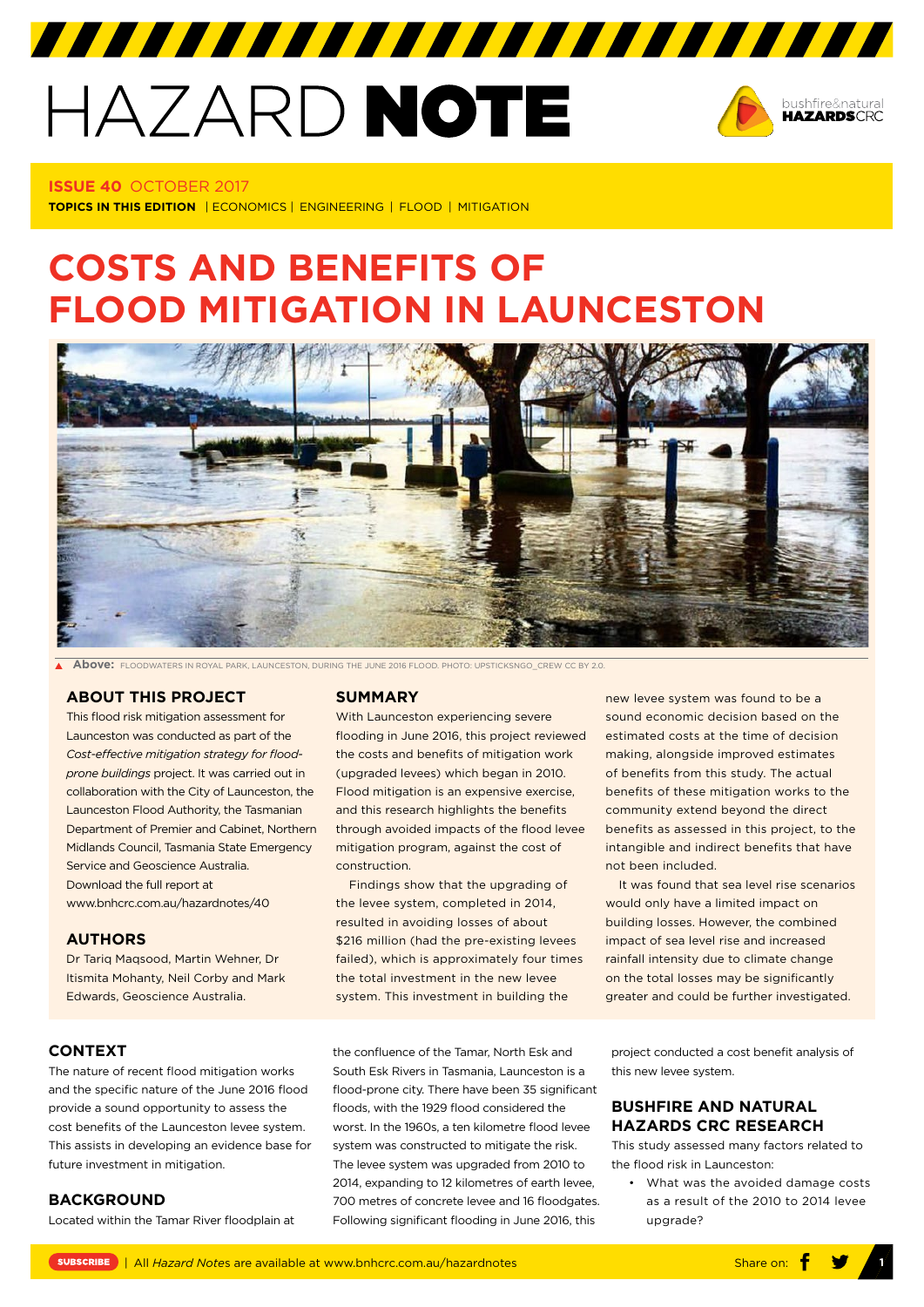# HAZARD NOTE

**ISSUE 40** OCTOBER 2017

**TOPICS IN THIS EDITION** | ECONOMICS | ENGINEERING | FLOOD | MITIGATION

# COSTS AND BENEFITS OF FLOOD MITIGATION IN LAUNCESTON

**Above:** FLOODWATERS IN ROYAL PARK, LAUNCESTON, DURING THE JUNE 2016 FLOOD. PHOTO: UPSTICKSNGO_CREW CC BY 2.0.

## ABOUT THIS PROJECT

This flood risk mitigation assessment for Launceston was conducted as part of the *Cost-effective mitigation strategy for flood-prone buildings* project. It was carried out in collaboration with the City of Launceston, the Launceston Flood Authority, the Tasmanian Department of Premier and Cabinet, Northern Midlands Council, Tasmania State Emergency Service and Geoscience Australia.

Download the full report at www.bnhcrc.com.au/hazardnotes/40

## AUTHORS

Dr Tariq Maqsood, Martin Wehner, Dr Itismita Mohanty, Neil Corby and Mark Edwards, Geoscience Australia.

## SUMMARY

With Launceston experiencing severe flooding in June 2016, this project reviewed the costs and benefits of mitigation work (upgraded levees) which began in 2010. Flood mitigation is an expensive exercise, and this research highlights the benefits through avoided impacts of the flood levee mitigation program, against the cost of construction.

Findings show that the upgrading of the levee system, completed in 2014, resulted in avoiding losses of about $216 million (had the pre-existing levees failed), which is approximately four times the total investment in the new levee system. This investment in building the new levee system was found to be a sound economic decision based on the estimated costs at the time of decision making, alongside improved estimates of benefits from this study. The actual benefits of these mitigation works to the community extend beyond the direct benefits as assessed in this project, to the intangible and indirect benefits that have not been included.

It was found that sea level rise scenarios would only have a limited impact on building losses. However, the combined impact of sea level rise and increased rainfall intensity due to climate change on the total losses may be significantly greater and could be further investigated.

## CONTEXT

The nature of recent flood mitigation works and the specific nature of the June 2016 flood provide a sound opportunity to assess the cost benefits of the Launceston levee system. This assists in developing an evidence base for future investment in mitigation.

## BACKGROUND

Located within the Tamar River floodplain at the confluence of the Tamar, North Esk and South Esk Rivers in Tasmania, Launceston is a flood-prone city. There have been 35 significant floods, with the 1929 flood considered the worst. In the 1960s, a ten kilometre flood levee system was constructed to mitigate the risk. The levee system was upgraded from 2010 to 2014, expanding to 12 kilometres of earth levee, 700 metres of concrete levee and 16 floodgates. Following significant flooding in June 2016, this project conducted a cost benefit analysis of this new levee system.

## BUSHFIRE AND NATURAL HAZARDS CRC RESEARCH

This study assessed many factors related to the flood risk in Launceston:

- What was the avoided damage costs as a result of the 2010 to 2014 levee upgrade?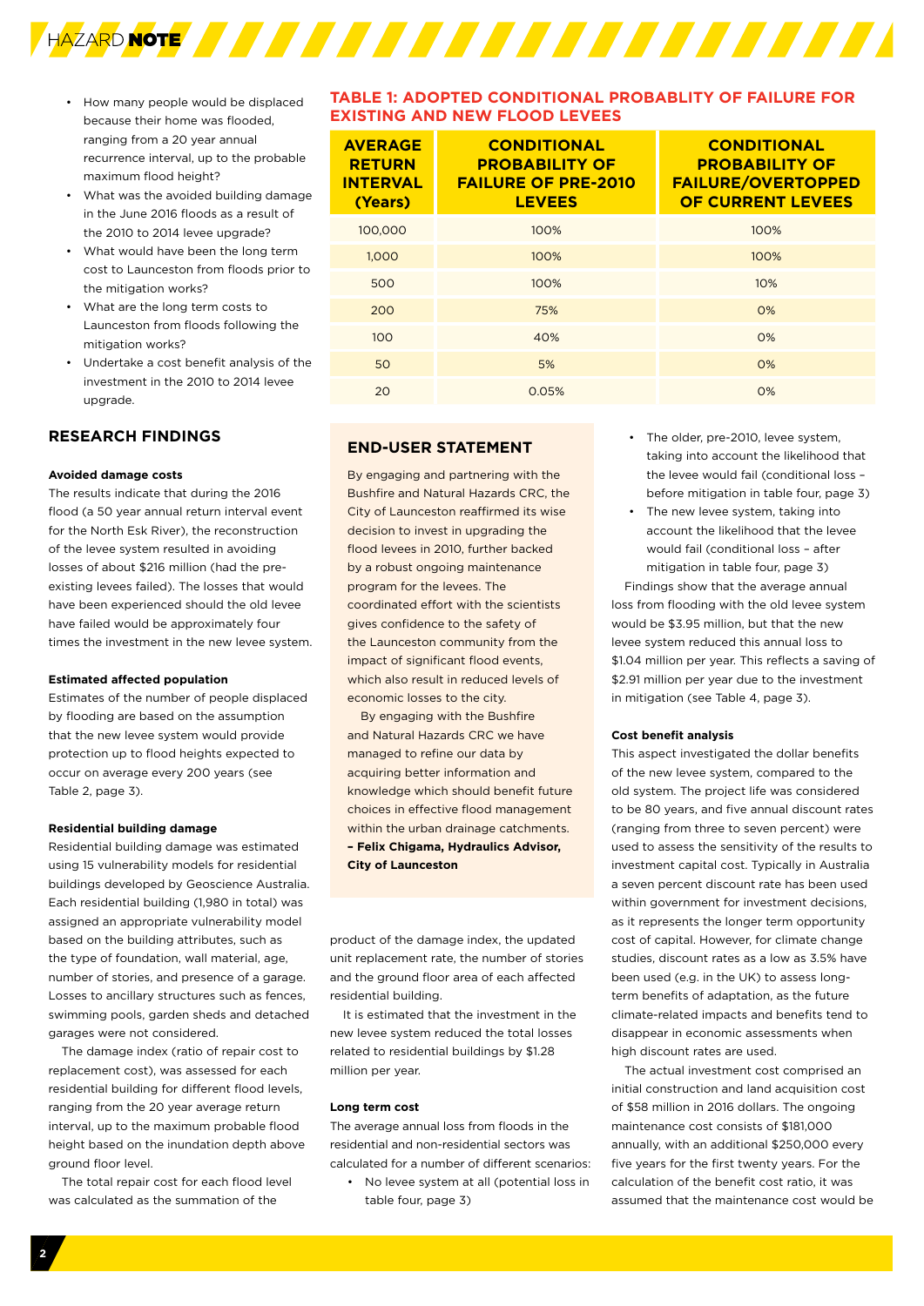- How many people would be displaced because their home was flooded, ranging from a 20 year annual recurrence interval, up to the probable maximum flood height?
- What was the avoided building damage in the June 2016 floods as a result of the 2010 to 2014 levee upgrade?
- What would have been the long term cost to Launceston from floods prior to the mitigation works?
- What are the long term costs to Launceston from floods following the mitigation works?
- Undertake a cost benefit analysis of the investment in the 2010 to 2014 levee upgrade.

## RESEARCH FINDINGS

**Avoided damage costs**

The results indicate that during the 2016 flood (a 50 year annual return interval event for the North Esk River), the reconstruction of the levee system resulted in avoiding losses of about $216 million (had the pre-existing levees failed). The losses that would have been experienced should the old levee have failed would be approximately four times the investment in the new levee system.

**Estimated affected population**

Estimates of the number of people displaced by flooding are based on the assumption that the new levee system would provide protection up to flood heights expected to occur on average every 200 years (see Table 2, page 3).

**Residential building damage**

Residential building damage was estimated using 15 vulnerability models for residential buildings developed by Geoscience Australia. Each residential building (1,980 in total) was assigned an appropriate vulnerability model based on the building attributes, such as the type of foundation, wall material, age, number of stories, and presence of a garage. Losses to ancillary structures such as fences, swimming pools, garden sheds and detached garages were not considered.

The damage index (ratio of repair cost to replacement cost), was assessed for each residential building for different flood levels, ranging from the 20 year average return interval, up to the maximum probable flood height based on the inundation depth above ground floor level.

The total repair cost for each flood level was calculated as the summation of the product of the damage index, the updated unit replacement rate, the number of stories and the ground floor area of each affected residential building.

It is estimated that the investment in the new levee system reduced the total losses related to residential buildings by $1.28 million per year.

**Long term cost**

The average annual loss from floods in the residential and non-residential sectors was calculated for a number of different scenarios:

- No levee system at all (potential loss in table four, page 3)
- The older, pre-2010, levee system, taking into account the likelihood that the levee would fail (conditional loss – before mitigation in table four, page 3)
- The new levee system, taking into account the likelihood that the levee would fail (conditional loss – after mitigation in table four, page 3)

Findings show that the average annual loss from flooding with the old levee system would be $3.95 million, but that the new levee system reduced this annual loss to $1.04 million per year. This reflects a saving of $2.91 million per year due to the investment in mitigation (see Table 4, page 3).

**Cost benefit analysis**

This aspect investigated the dollar benefits of the new levee system, compared to the old system. The project life was considered to be 80 years, and five annual discount rates (ranging from three to seven percent) were used to assess the sensitivity of the results to investment capital cost. Typically in Australia a seven percent discount rate has been used within government for investment decisions, as it represents the longer term opportunity cost of capital. However, for climate change studies, discount rates as a low as 3.5% have been used (e.g. in the UK) to assess long-term benefits of adaptation, as the future climate-related impacts and benefits tend to disappear in economic assessments when high discount rates are used.

The actual investment cost comprised an initial construction and land acquisition cost of $58 million in 2016 dollars. The ongoing maintenance cost consists of $181,000 annually, with an additional $250,000 every five years for the first twenty years. For the calculation of the benefit cost ratio, it was assumed that the maintenance cost would be

### TABLE 1: ADOPTED CONDITIONAL PROBABLITY OF FAILURE FOR EXISTING AND NEW FLOOD LEVEES

| AVERAGE RETURN INTERVAL (Years) | CONDITIONAL PROBABILITY OF FAILURE OF PRE-2010 LEVEES | CONDITIONAL PROBABILITY OF FAILURE/OVERTOPPED OF CURRENT LEVEES |
|---|---|---|
| 100,000 | 100% | 100% |
| 1,000 | 100% | 100% |
| 500 | 100% | 10% |
| 200 | 75% | 0% |
| 100 | 40% | 0% |
| 50 | 5% | 0% |
| 20 | 0.05% | 0% |

### END-USER STATEMENT

By engaging and partnering with the Bushfire and Natural Hazards CRC, the City of Launceston reaffirmed its wise decision to invest in upgrading the flood levees in 2010, further backed by a robust ongoing maintenance program for the levees. The coordinated effort with the scientists gives confidence to the safety of the Launceston community from the impact of significant flood events, which also result in reduced levels of economic losses to the city.

By engaging with the Bushfire and Natural Hazards CRC we have managed to refine our data by acquiring better information and knowledge which should benefit future choices in effective flood management within the urban drainage catchments.

**– Felix Chigama, Hydraulics Advisor, City of Launceston**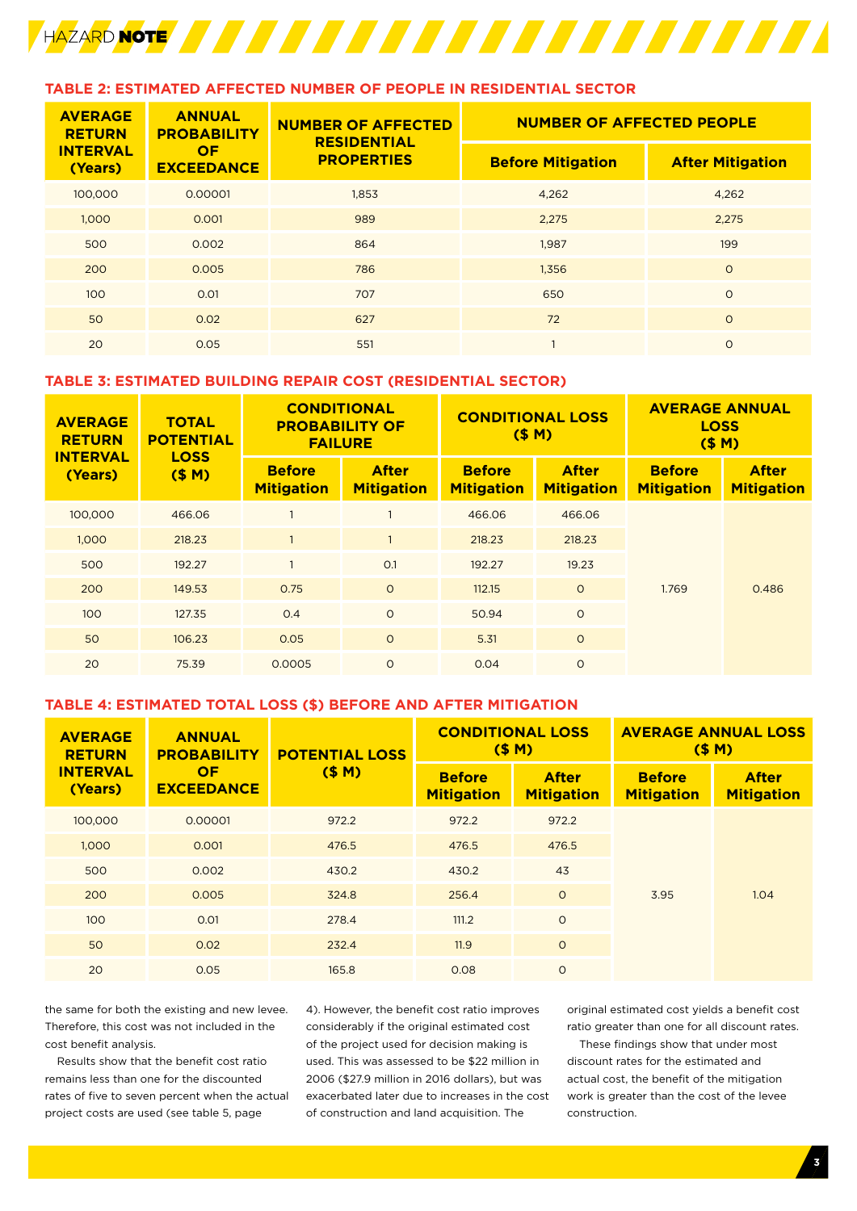### TABLE 2: ESTIMATED AFFECTED NUMBER OF PEOPLE IN RESIDENTIAL SECTOR

| AVERAGE RETURN INTERVAL (Years) | ANNUAL PROBABILITY OF EXCEEDANCE | NUMBER OF AFFECTED RESIDENTIAL PROPERTIES | NUMBER OF AFFECTED PEOPLE | |
|---|---|---|---|---|
| | | | Before Mitigation | After Mitigation |
| 100,000 | 0.00001 | 1,853 | 4,262 | 4,262 |
| 1,000 | 0.001 | 989 | 2,275 | 2,275 |
| 500 | 0.002 | 864 | 1,987 | 199 |
| 200 | 0.005 | 786 | 1,356 | 0 |
| 100 | 0.01 | 707 | 650 | 0 |
| 50 | 0.02 | 627 | 72 | 0 |
| 20 | 0.05 | 551 | 1 | 0 |

### TABLE 3: ESTIMATED BUILDING REPAIR COST (RESIDENTIAL SECTOR)

| AVERAGE RETURN INTERVAL (Years) | TOTAL POTENTIAL LOSS ($ M) | CONDITIONAL PROBABILITY OF FAILURE | | CONDITIONAL LOSS ($ M) | | AVERAGE ANNUAL LOSS ($ M) | |
|---|---|---|---|---|---|---|---|
| | | Before Mitigation | After Mitigation | Before Mitigation | After Mitigation | Before Mitigation | After Mitigation |
| 100,000 | 466.06 | 1 | 1 | 466.06 | 466.06 | 1.769 | 0.486 |
| 1,000 | 218.23 | 1 | 1 | 218.23 | 218.23 | | |
| 500 | 192.27 | 1 | 0.1 | 192.27 | 19.23 | | |
| 200 | 149.53 | 0.75 | 0 | 112.15 | 0 | | |
| 100 | 127.35 | 0.4 | 0 | 50.94 | 0 | | |
| 50 | 106.23 | 0.05 | 0 | 5.31 | 0 | | |
| 20 | 75.39 | 0.0005 | 0 | 0.04 | 0 | | |

### TABLE 4: ESTIMATED TOTAL LOSS ($) BEFORE AND AFTER MITIGATION

| AVERAGE RETURN INTERVAL (Years) | ANNUAL PROBABILITY OF EXCEEDANCE | POTENTIAL LOSS ($ M) | CONDITIONAL LOSS ($ M) | | AVERAGE ANNUAL LOSS ($ M) | |
|---|---|---|---|---|---|---|
| | | | Before Mitigation | After Mitigation | Before Mitigation | After Mitigation |
| 100,000 | 0.00001 | 972.2 | 972.2 | 972.2 | 3.95 | 1.04 |
| 1,000 | 0.001 | 476.5 | 476.5 | 476.5 | | |
| 500 | 0.002 | 430.2 | 430.2 | 43 | | |
| 200 | 0.005 | 324.8 | 256.4 | 0 | | |
| 100 | 0.01 | 278.4 | 111.2 | 0 | | |
| 50 | 0.02 | 232.4 | 11.9 | 0 | | |
| 20 | 0.05 | 165.8 | 0.08 | 0 | | |

the same for both the existing and new levee. Therefore, this cost was not included in the cost benefit analysis.

Results show that the benefit cost ratio remains less than one for the discounted rates of five to seven percent when the actual project costs are used (see table 5, page 4). However, the benefit cost ratio improves considerably if the original estimated cost of the project used for decision making is used. This was assessed to be $22 million in 2006 ($27.9 million in 2016 dollars), but was exacerbated later due to increases in the cost of construction and land acquisition. The original estimated cost yields a benefit cost ratio greater than one for all discount rates.

These findings show that under most discount rates for the estimated and actual cost, the benefit of the mitigation work is greater than the cost of the levee construction.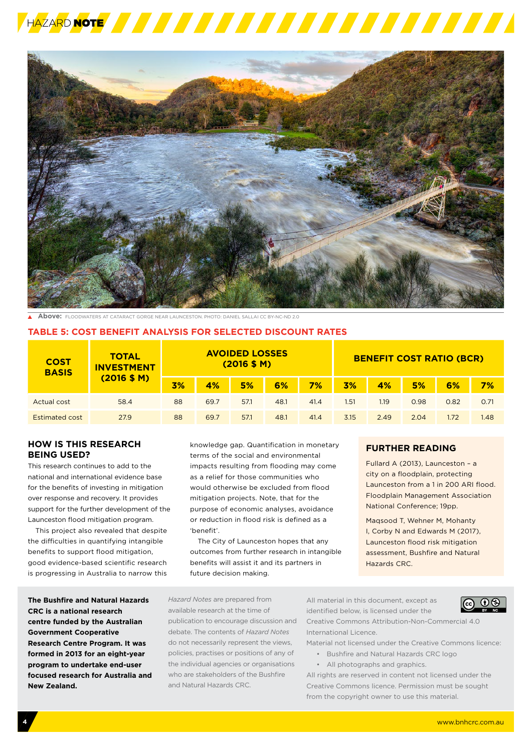**Above:** FLOODWATERS AT CATARACT GORGE NEAR LAUNCESTON. PHOTO: DANIEL SALLAI CC BY-NC-ND 2.0

## TABLE 5: COST BENEFIT ANALYSIS FOR SELECTED DISCOUNT RATES

| COST BASIS | TOTAL INVESTMENT (2016 $ M) | AVOIDED LOSSES (2016 $ M) | | | | | BENEFIT COST RATIO (BCR) | | | | |
|---|---|---|---|---|---|---|---|---|---|---|---|
| | | 3% | 4% | 5% | 6% | 7% | 3% | 4% | 5% | 6% | 7% |
| Actual cost | 58.4 | 88 | 69.7 | 57.1 | 48.1 | 41.4 | 1.51 | 1.19 | 0.98 | 0.82 | 0.71 |
| Estimated cost | 27.9 | 88 | 69.7 | 57.1 | 48.1 | 41.4 | 3.15 | 2.49 | 2.04 | 1.72 | 1.48 |

### HOW IS THIS RESEARCH BEING USED?

This research continues to add to the national and international evidence base for the benefits of investing in mitigation over response and recovery. It provides support for the further development of the Launceston flood mitigation program.

This project also revealed that despite the difficulties in quantifying intangible benefits to support flood mitigation, good evidence-based scientific research is progressing in Australia to narrow this knowledge gap. Quantification in monetary terms of the social and environmental impacts resulting from flooding may come as a relief for those communities who would otherwise be excluded from flood mitigation projects. Note, that for the purpose of economic analyses, avoidance or reduction in flood risk is defined as a 'benefit'.

The City of Launceston hopes that any outcomes from further research in intangible benefits will assist it and its partners in future decision making.

### FURTHER READING

Fullard A (2013), Launceston – a city on a floodplain, protecting Launceston from a 1 in 200 ARI flood. Floodplain Management Association National Conference; 19pp.

Maqsood T, Wehner M, Mohanty I, Corby N and Edwards M (2017), Launceston flood risk mitigation assessment, Bushfire and Natural Hazards CRC.

**The Bushfire and Natural Hazards CRC is a national research centre funded by the Australian Government Cooperative Research Centre Program. It was formed in 2013 for an eight-year program to undertake end-user focused research for Australia and New Zealand.**

*Hazard Notes* are prepared from available research at the time of publication to encourage discussion and debate. The contents of *Hazard Notes* do not necessarily represent the views, policies, practises or positions of any of the individual agencies or organisations who are stakeholders of the Bushfire and Natural Hazards CRC.

All material in this document, except as identified below, is licensed under the Creative Commons Attribution-Non-Commercial 4.0 International Licence.

Material not licensed under the Creative Commons licence:

- Bushfire and Natural Hazards CRC logo
- All photographs and graphics.

All rights are reserved in content not licensed under the Creative Commons licence. Permission must be sought from the copyright owner to use this material.

www.bnhcrc.com.au